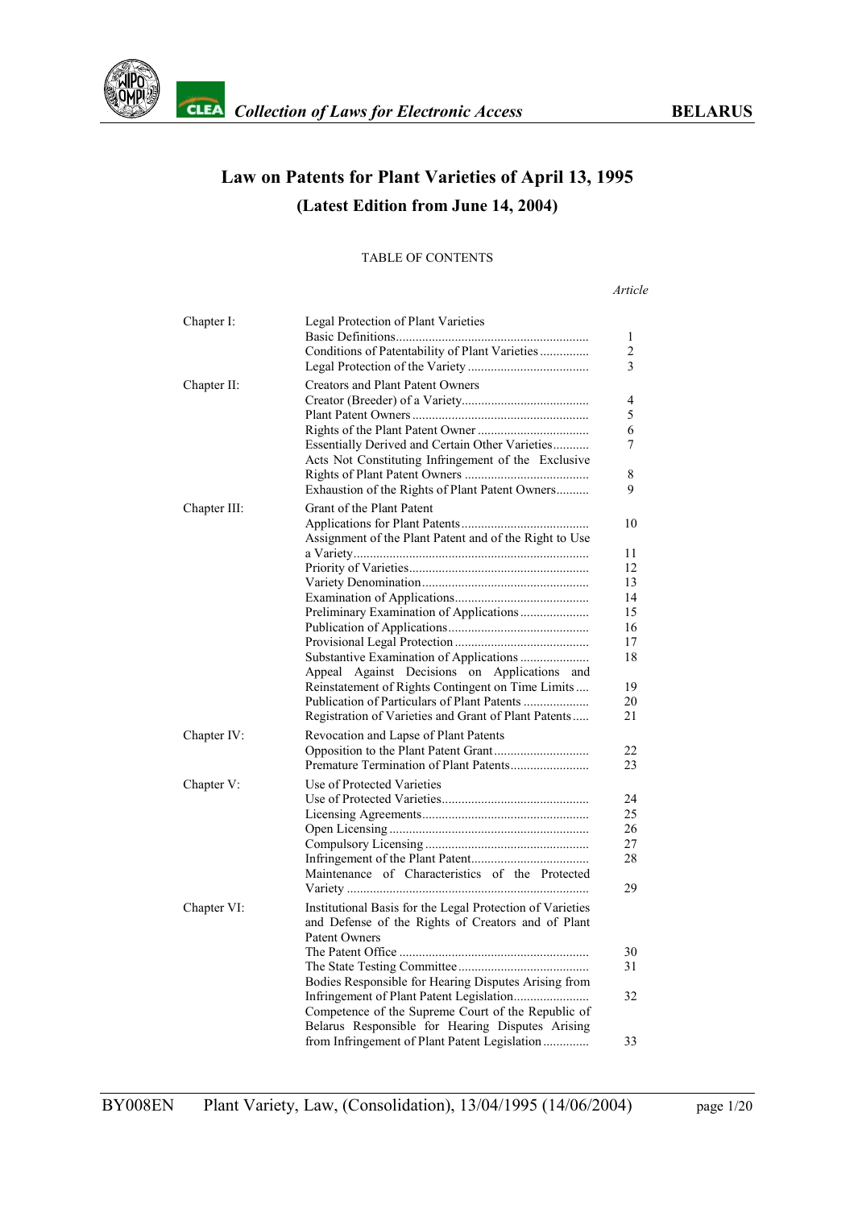# Law on Patents for Plant Varieties of April 13, 1995
## (Latest Edition from June 14, 2004)

TABLE OF CONTENTS

| | | *Article* |
|---|---|---|
| Chapter I: | Legal Protection of Plant Varieties | |
| | Basic Definitions | 1 |
| | Conditions of Patentability of Plant Varieties | 2 |
| | Legal Protection of the Variety | 3 |
| Chapter II: | Creators and Plant Patent Owners | |
| | Creator (Breeder) of a Variety | 4 |
| | Plant Patent Owners | 5 |
| | Rights of the Plant Patent Owner | 6 |
| | Essentially Derived and Certain Other Varieties | 7 |
| | Acts Not Constituting Infringement of the Exclusive Rights of Plant Patent Owners | 8 |
| | Exhaustion of the Rights of Plant Patent Owners | 9 |
| Chapter III: | Grant of the Plant Patent | |
| | Applications for Plant Patents | 10 |
| | Assignment of the Plant Patent and of the Right to Use a Variety | 11 |
| | Priority of Varieties | 12 |
| | Variety Denomination | 13 |
| | Examination of Applications | 14 |
| | Preliminary Examination of Applications | 15 |
| | Publication of Applications | 16 |
| | Provisional Legal Protection | 17 |
| | Substantive Examination of Applications | 18 |
| | Appeal Against Decisions on Applications and Reinstatement of Rights Contingent on Time Limits | 19 |
| | Publication of Particulars of Plant Patents | 20 |
| | Registration of Varieties and Grant of Plant Patents | 21 |
| Chapter IV: | Revocation and Lapse of Plant Patents | |
| | Opposition to the Plant Patent Grant | 22 |
| | Premature Termination of Plant Patents | 23 |
| Chapter V: | Use of Protected Varieties | |
| | Use of Protected Varieties | 24 |
| | Licensing Agreements | 25 |
| | Open Licensing | 26 |
| | Compulsory Licensing | 27 |
| | Infringement of the Plant Patent | 28 |
| | Maintenance of Characteristics of the Protected Variety | 29 |
| Chapter VI: | Institutional Basis for the Legal Protection of Varieties and Defense of the Rights of Creators and of Plant Patent Owners | |
| | The Patent Office | 30 |
| | The State Testing Committee | 31 |
| | Bodies Responsible for Hearing Disputes Arising from Infringement of Plant Patent Legislation | 32 |
| | Competence of the Supreme Court of the Republic of Belarus Responsible for Hearing Disputes Arising from Infringement of Plant Patent Legislation | 33 |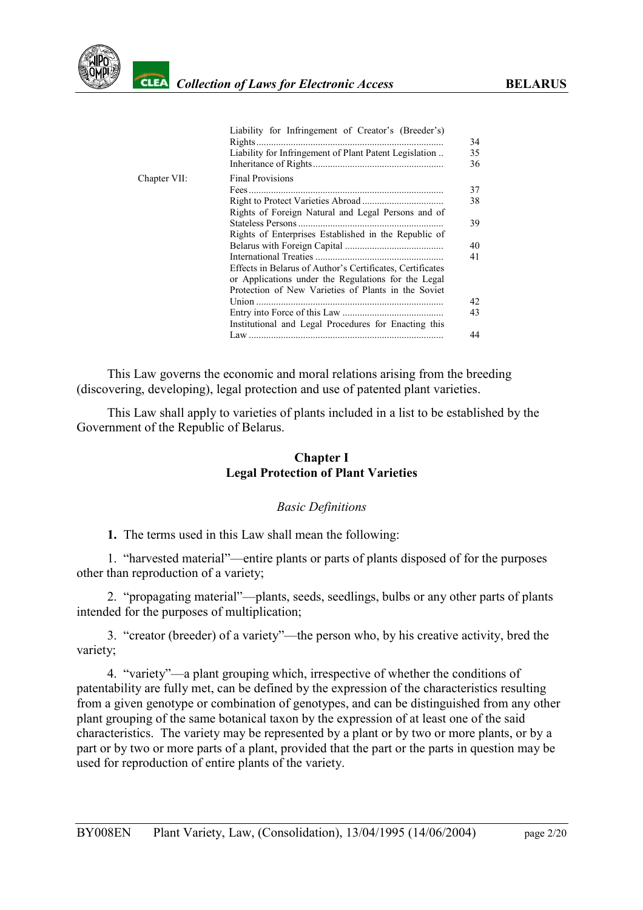| | | |
|---|---|---|
| | Liability for Infringement of Creator's (Breeder's) Rights | 34 |
| | Liability for Infringement of Plant Patent Legislation | 35 |
| | Inheritance of Rights | 36 |
| Chapter VII: | Final Provisions | |
| | Fees | 37 |
| | Right to Protect Varieties Abroad | 38 |
| | Rights of Foreign Natural and Legal Persons and of Stateless Persons | 39 |
| | Rights of Enterprises Established in the Republic of Belarus with Foreign Capital | 40 |
| | International Treaties | 41 |
| | Effects in Belarus of Author's Certificates, Certificates or Applications under the Regulations for the Legal Protection of New Varieties of Plants in the Soviet Union | 42 |
| | Entry into Force of this Law | 43 |
| | Institutional and Legal Procedures for Enacting this Law | 44 |

This Law governs the economic and moral relations arising from the breeding (discovering, developing), legal protection and use of patented plant varieties.

This Law shall apply to varieties of plants included in a list to be established by the Government of the Republic of Belarus.

## Chapter I
## Legal Protection of Plant Varieties

*Basic Definitions*

**1.** The terms used in this Law shall mean the following:

1. "harvested material"—entire plants or parts of plants disposed of for the purposes other than reproduction of a variety;

2. "propagating material"—plants, seeds, seedlings, bulbs or any other parts of plants intended for the purposes of multiplication;

3. "creator (breeder) of a variety"—the person who, by his creative activity, bred the variety;

4. "variety"—a plant grouping which, irrespective of whether the conditions of patentability are fully met, can be defined by the expression of the characteristics resulting from a given genotype or combination of genotypes, and can be distinguished from any other plant grouping of the same botanical taxon by the expression of at least one of the said characteristics. The variety may be represented by a plant or by two or more plants, or by a part or by two or more parts of a plant, provided that the part or the parts in question may be used for reproduction of entire plants of the variety.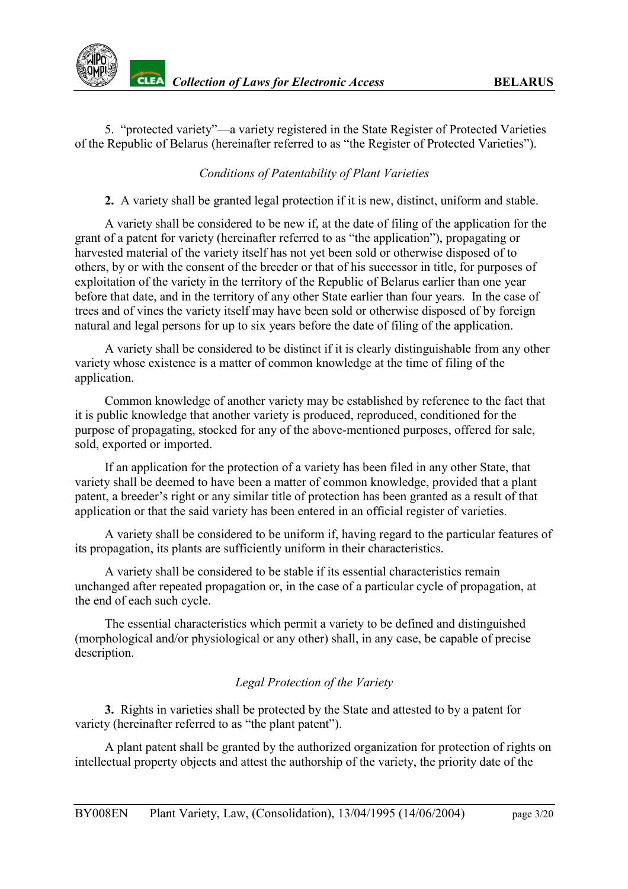5. “protected variety”—a variety registered in the State Register of Protected Varieties of the Republic of Belarus (hereinafter referred to as “the Register of Protected Varieties”).

*Conditions of Patentability of Plant Varieties*

**2.** A variety shall be granted legal protection if it is new, distinct, uniform and stable.

A variety shall be considered to be new if, at the date of filing of the application for the grant of a patent for variety (hereinafter referred to as “the application”), propagating or harvested material of the variety itself has not yet been sold or otherwise disposed of to others, by or with the consent of the breeder or that of his successor in title, for purposes of exploitation of the variety in the territory of the Republic of Belarus earlier than one year before that date, and in the territory of any other State earlier than four years. In the case of trees and of vines the variety itself may have been sold or otherwise disposed of by foreign natural and legal persons for up to six years before the date of filing of the application.

A variety shall be considered to be distinct if it is clearly distinguishable from any other variety whose existence is a matter of common knowledge at the time of filing of the application.

Common knowledge of another variety may be established by reference to the fact that it is public knowledge that another variety is produced, reproduced, conditioned for the purpose of propagating, stocked for any of the above-mentioned purposes, offered for sale, sold, exported or imported.

If an application for the protection of a variety has been filed in any other State, that variety shall be deemed to have been a matter of common knowledge, provided that a plant patent, a breeder’s right or any similar title of protection has been granted as a result of that application or that the said variety has been entered in an official register of varieties.

A variety shall be considered to be uniform if, having regard to the particular features of its propagation, its plants are sufficiently uniform in their characteristics.

A variety shall be considered to be stable if its essential characteristics remain unchanged after repeated propagation or, in the case of a particular cycle of propagation, at the end of each such cycle.

The essential characteristics which permit a variety to be defined and distinguished (morphological and/or physiological or any other) shall, in any case, be capable of precise description.

*Legal Protection of the Variety*

**3.** Rights in varieties shall be protected by the State and attested to by a patent for variety (hereinafter referred to as “the plant patent”).

A plant patent shall be granted by the authorized organization for protection of rights on intellectual property objects and attest the authorship of the variety, the priority date of the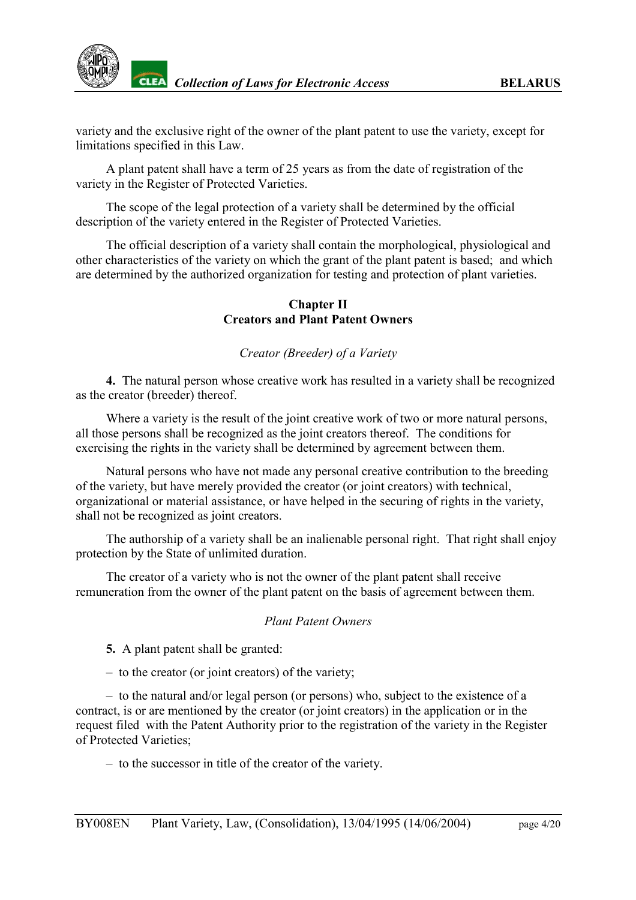variety and the exclusive right of the owner of the plant patent to use the variety, except for limitations specified in this Law.

A plant patent shall have a term of 25 years as from the date of registration of the variety in the Register of Protected Varieties.

The scope of the legal protection of a variety shall be determined by the official description of the variety entered in the Register of Protected Varieties.

The official description of a variety shall contain the morphological, physiological and other characteristics of the variety on which the grant of the plant patent is based; and which are determined by the authorized organization for testing and protection of plant varieties.

## Chapter II
## Creators and Plant Patent Owners

*Creator (Breeder) of a Variety*

**4.** The natural person whose creative work has resulted in a variety shall be recognized as the creator (breeder) thereof.

Where a variety is the result of the joint creative work of two or more natural persons, all those persons shall be recognized as the joint creators thereof. The conditions for exercising the rights in the variety shall be determined by agreement between them.

Natural persons who have not made any personal creative contribution to the breeding of the variety, but have merely provided the creator (or joint creators) with technical, organizational or material assistance, or have helped in the securing of rights in the variety, shall not be recognized as joint creators.

The authorship of a variety shall be an inalienable personal right. That right shall enjoy protection by the State of unlimited duration.

The creator of a variety who is not the owner of the plant patent shall receive remuneration from the owner of the plant patent on the basis of agreement between them.

*Plant Patent Owners*

**5.** A plant patent shall be granted:

– to the creator (or joint creators) of the variety;

– to the natural and/or legal person (or persons) who, subject to the existence of a contract, is or are mentioned by the creator (or joint creators) in the application or in the request filed with the Patent Authority prior to the registration of the variety in the Register of Protected Varieties;

– to the successor in title of the creator of the variety.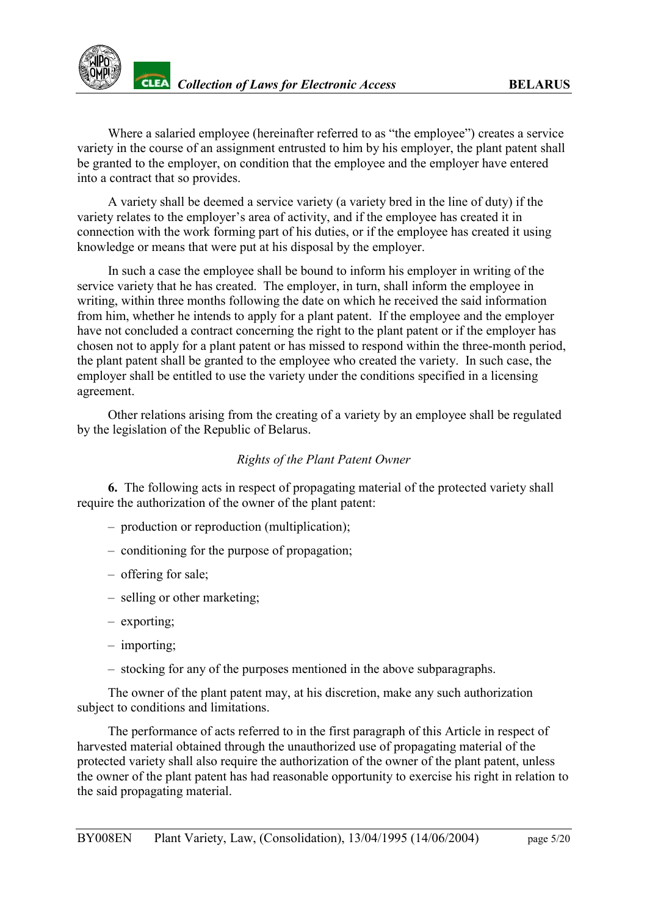Where a salaried employee (hereinafter referred to as "the employee") creates a service variety in the course of an assignment entrusted to him by his employer, the plant patent shall be granted to the employer, on condition that the employee and the employer have entered into a contract that so provides.

A variety shall be deemed a service variety (a variety bred in the line of duty) if the variety relates to the employer's area of activity, and if the employee has created it in connection with the work forming part of his duties, or if the employee has created it using knowledge or means that were put at his disposal by the employer.

In such a case the employee shall be bound to inform his employer in writing of the service variety that he has created. The employer, in turn, shall inform the employee in writing, within three months following the date on which he received the said information from him, whether he intends to apply for a plant patent. If the employee and the employer have not concluded a contract concerning the right to the plant patent or if the employer has chosen not to apply for a plant patent or has missed to respond within the three-month period, the plant patent shall be granted to the employee who created the variety. In such case, the employer shall be entitled to use the variety under the conditions specified in a licensing agreement.

Other relations arising from the creating of a variety by an employee shall be regulated by the legislation of the Republic of Belarus.

*Rights of the Plant Patent Owner*

**6.** The following acts in respect of propagating material of the protected variety shall require the authorization of the owner of the plant patent:

- production or reproduction (multiplication);
- conditioning for the purpose of propagation;
- offering for sale;
- selling or other marketing;
- exporting;
- importing;
- stocking for any of the purposes mentioned in the above subparagraphs.

The owner of the plant patent may, at his discretion, make any such authorization subject to conditions and limitations.

The performance of acts referred to in the first paragraph of this Article in respect of harvested material obtained through the unauthorized use of propagating material of the protected variety shall also require the authorization of the owner of the plant patent, unless the owner of the plant patent has had reasonable opportunity to exercise his right in relation to the said propagating material.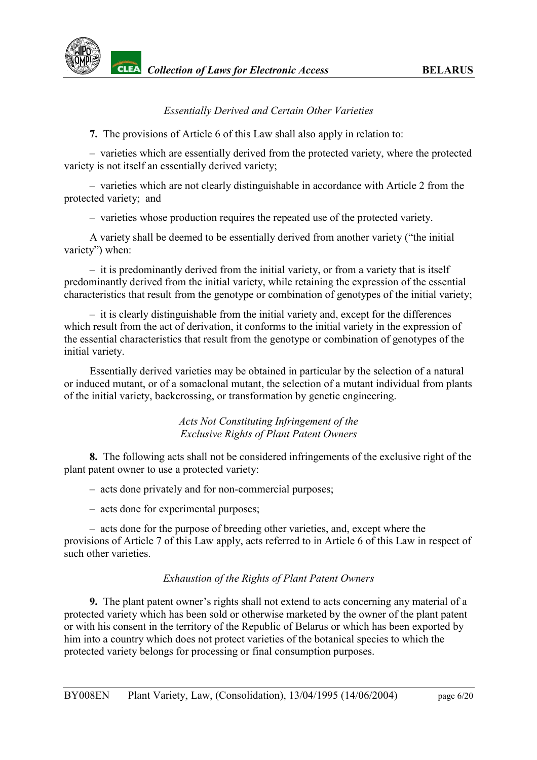*Essentially Derived and Certain Other Varieties*

**7.** The provisions of Article 6 of this Law shall also apply in relation to:

– varieties which are essentially derived from the protected variety, where the protected variety is not itself an essentially derived variety;

– varieties which are not clearly distinguishable in accordance with Article 2 from the protected variety; and

– varieties whose production requires the repeated use of the protected variety.

A variety shall be deemed to be essentially derived from another variety ("the initial variety") when:

– it is predominantly derived from the initial variety, or from a variety that is itself predominantly derived from the initial variety, while retaining the expression of the essential characteristics that result from the genotype or combination of genotypes of the initial variety;

– it is clearly distinguishable from the initial variety and, except for the differences which result from the act of derivation, it conforms to the initial variety in the expression of the essential characteristics that result from the genotype or combination of genotypes of the initial variety.

Essentially derived varieties may be obtained in particular by the selection of a natural or induced mutant, or of a somaclonal mutant, the selection of a mutant individual from plants of the initial variety, backcrossing, or transformation by genetic engineering.

*Acts Not Constituting Infringement of the Exclusive Rights of Plant Patent Owners*

**8.** The following acts shall not be considered infringements of the exclusive right of the plant patent owner to use a protected variety:

– acts done privately and for non-commercial purposes;

– acts done for experimental purposes;

– acts done for the purpose of breeding other varieties, and, except where the provisions of Article 7 of this Law apply, acts referred to in Article 6 of this Law in respect of such other varieties.

*Exhaustion of the Rights of Plant Patent Owners*

**9.** The plant patent owner's rights shall not extend to acts concerning any material of a protected variety which has been sold or otherwise marketed by the owner of the plant patent or with his consent in the territory of the Republic of Belarus or which has been exported by him into a country which does not protect varieties of the botanical species to which the protected variety belongs for processing or final consumption purposes.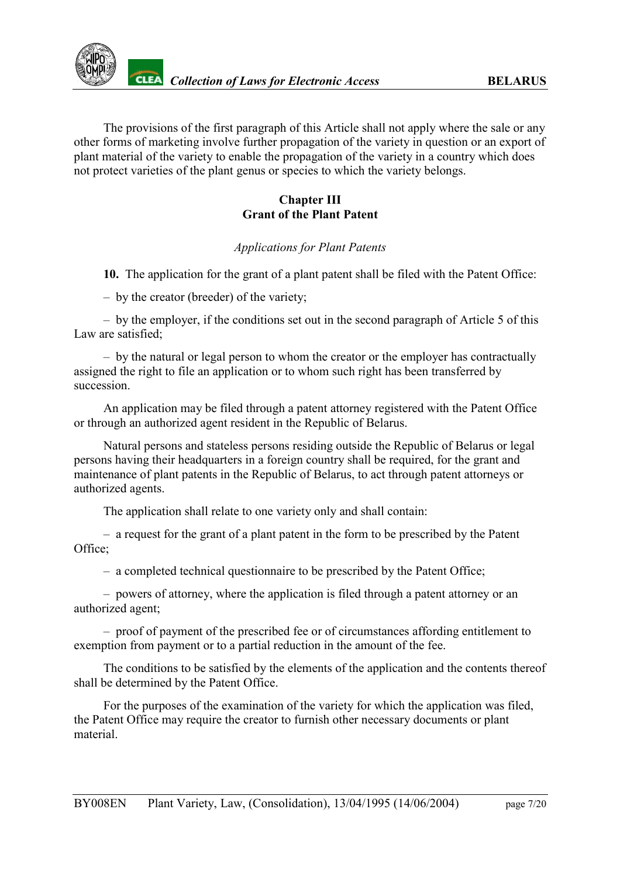The provisions of the first paragraph of this Article shall not apply where the sale or any other forms of marketing involve further propagation of the variety in question or an export of plant material of the variety to enable the propagation of the variety in a country which does not protect varieties of the plant genus or species to which the variety belongs.

## Chapter III
## Grant of the Plant Patent

*Applications for Plant Patents*

**10.** The application for the grant of a plant patent shall be filed with the Patent Office:

– by the creator (breeder) of the variety;

– by the employer, if the conditions set out in the second paragraph of Article 5 of this Law are satisfied;

– by the natural or legal person to whom the creator or the employer has contractually assigned the right to file an application or to whom such right has been transferred by succession.

An application may be filed through a patent attorney registered with the Patent Office or through an authorized agent resident in the Republic of Belarus.

Natural persons and stateless persons residing outside the Republic of Belarus or legal persons having their headquarters in a foreign country shall be required, for the grant and maintenance of plant patents in the Republic of Belarus, to act through patent attorneys or authorized agents.

The application shall relate to one variety only and shall contain:

– a request for the grant of a plant patent in the form to be prescribed by the Patent Office;

– a completed technical questionnaire to be prescribed by the Patent Office;

– powers of attorney, where the application is filed through a patent attorney or an authorized agent;

– proof of payment of the prescribed fee or of circumstances affording entitlement to exemption from payment or to a partial reduction in the amount of the fee.

The conditions to be satisfied by the elements of the application and the contents thereof shall be determined by the Patent Office.

For the purposes of the examination of the variety for which the application was filed, the Patent Office may require the creator to furnish other necessary documents or plant material.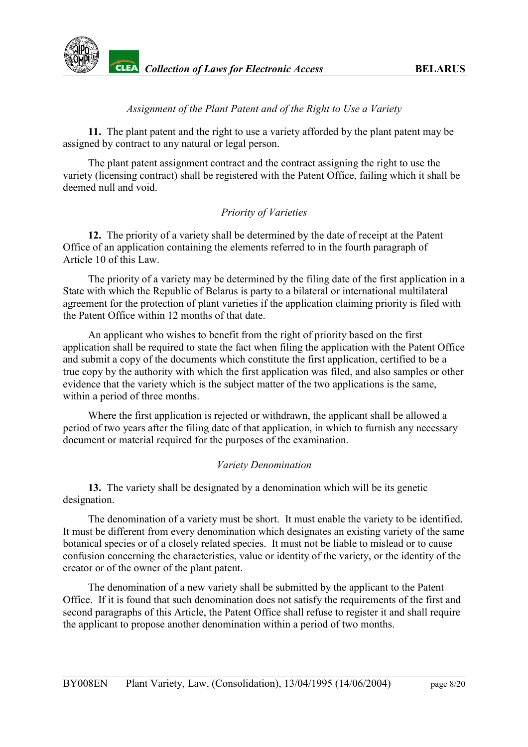*Assignment of the Plant Patent and of the Right to Use a Variety*

**11.** The plant patent and the right to use a variety afforded by the plant patent may be assigned by contract to any natural or legal person.

The plant patent assignment contract and the contract assigning the right to use the variety (licensing contract) shall be registered with the Patent Office, failing which it shall be deemed null and void.

*Priority of Varieties*

**12.** The priority of a variety shall be determined by the date of receipt at the Patent Office of an application containing the elements referred to in the fourth paragraph of Article 10 of this Law.

The priority of a variety may be determined by the filing date of the first application in a State with which the Republic of Belarus is party to a bilateral or international multilateral agreement for the protection of plant varieties if the application claiming priority is filed with the Patent Office within 12 months of that date.

An applicant who wishes to benefit from the right of priority based on the first application shall be required to state the fact when filing the application with the Patent Office and submit a copy of the documents which constitute the first application, certified to be a true copy by the authority with which the first application was filed, and also samples or other evidence that the variety which is the subject matter of the two applications is the same, within a period of three months.

Where the first application is rejected or withdrawn, the applicant shall be allowed a period of two years after the filing date of that application, in which to furnish any necessary document or material required for the purposes of the examination.

*Variety Denomination*

**13.** The variety shall be designated by a denomination which will be its genetic designation.

The denomination of a variety must be short. It must enable the variety to be identified. It must be different from every denomination which designates an existing variety of the same botanical species or of a closely related species. It must not be liable to mislead or to cause confusion concerning the characteristics, value or identity of the variety, or the identity of the creator or of the owner of the plant patent.

The denomination of a new variety shall be submitted by the applicant to the Patent Office. If it is found that such denomination does not satisfy the requirements of the first and second paragraphs of this Article, the Patent Office shall refuse to register it and shall require the applicant to propose another denomination within a period of two months.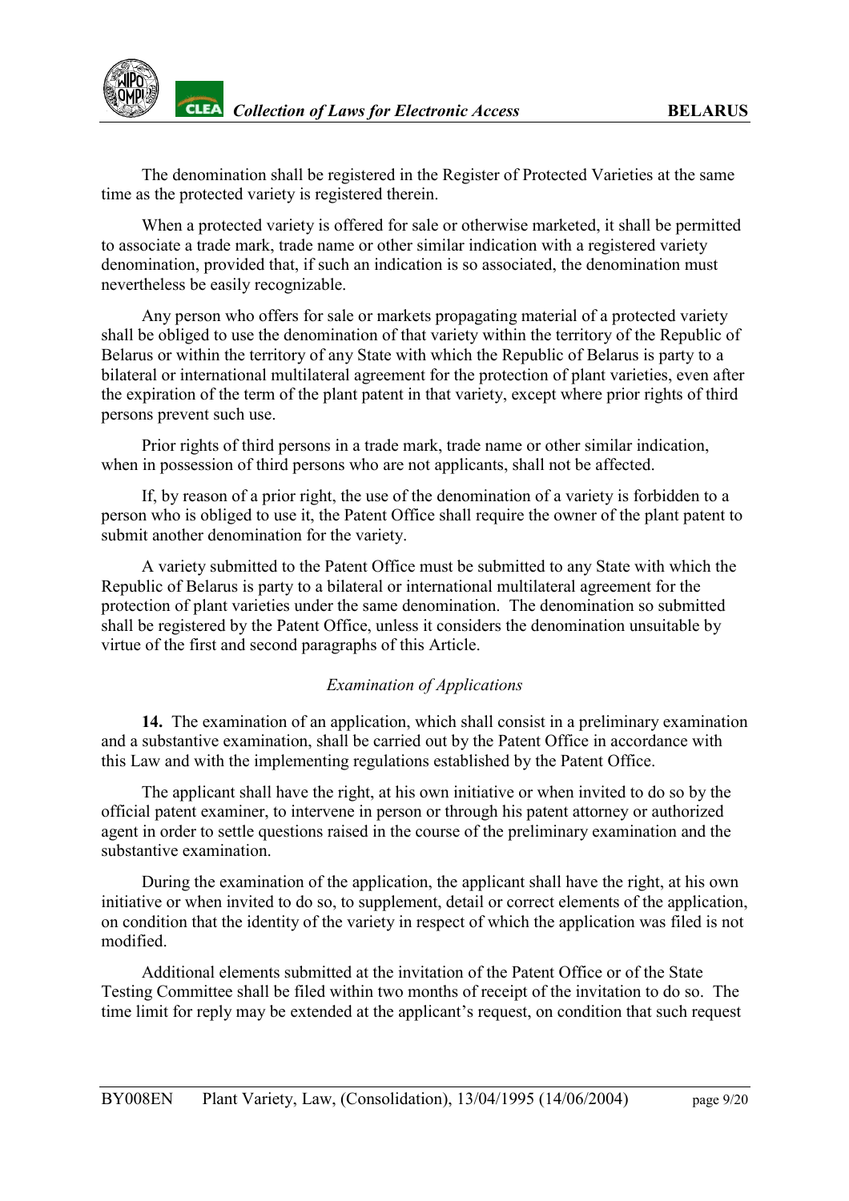The denomination shall be registered in the Register of Protected Varieties at the same time as the protected variety is registered therein.

When a protected variety is offered for sale or otherwise marketed, it shall be permitted to associate a trade mark, trade name or other similar indication with a registered variety denomination, provided that, if such an indication is so associated, the denomination must nevertheless be easily recognizable.

Any person who offers for sale or markets propagating material of a protected variety shall be obliged to use the denomination of that variety within the territory of the Republic of Belarus or within the territory of any State with which the Republic of Belarus is party to a bilateral or international multilateral agreement for the protection of plant varieties, even after the expiration of the term of the plant patent in that variety, except where prior rights of third persons prevent such use.

Prior rights of third persons in a trade mark, trade name or other similar indication, when in possession of third persons who are not applicants, shall not be affected.

If, by reason of a prior right, the use of the denomination of a variety is forbidden to a person who is obliged to use it, the Patent Office shall require the owner of the plant patent to submit another denomination for the variety.

A variety submitted to the Patent Office must be submitted to any State with which the Republic of Belarus is party to a bilateral or international multilateral agreement for the protection of plant varieties under the same denomination. The denomination so submitted shall be registered by the Patent Office, unless it considers the denomination unsuitable by virtue of the first and second paragraphs of this Article.

*Examination of Applications*

**14.** The examination of an application, which shall consist in a preliminary examination and a substantive examination, shall be carried out by the Patent Office in accordance with this Law and with the implementing regulations established by the Patent Office.

The applicant shall have the right, at his own initiative or when invited to do so by the official patent examiner, to intervene in person or through his patent attorney or authorized agent in order to settle questions raised in the course of the preliminary examination and the substantive examination.

During the examination of the application, the applicant shall have the right, at his own initiative or when invited to do so, to supplement, detail or correct elements of the application, on condition that the identity of the variety in respect of which the application was filed is not modified.

Additional elements submitted at the invitation of the Patent Office or of the State Testing Committee shall be filed within two months of receipt of the invitation to do so. The time limit for reply may be extended at the applicant's request, on condition that such request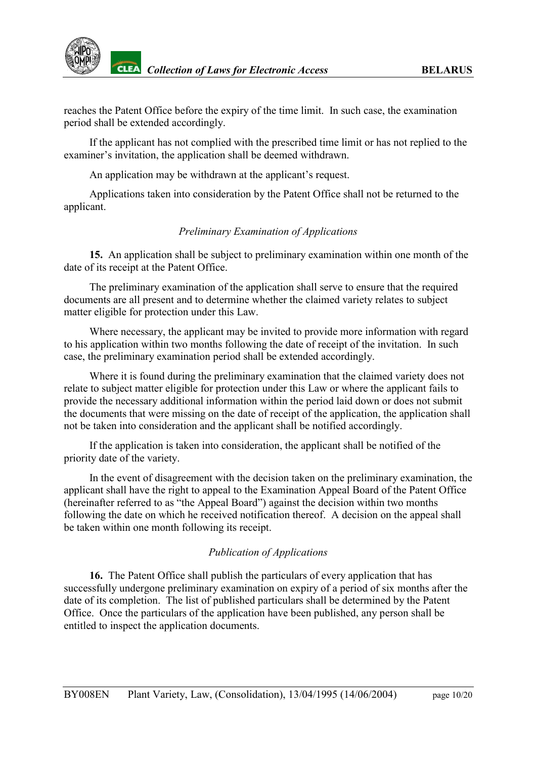reaches the Patent Office before the expiry of the time limit. In such case, the examination period shall be extended accordingly.

If the applicant has not complied with the prescribed time limit or has not replied to the examiner's invitation, the application shall be deemed withdrawn.

An application may be withdrawn at the applicant's request.

Applications taken into consideration by the Patent Office shall not be returned to the applicant.

*Preliminary Examination of Applications*

**15.** An application shall be subject to preliminary examination within one month of the date of its receipt at the Patent Office.

The preliminary examination of the application shall serve to ensure that the required documents are all present and to determine whether the claimed variety relates to subject matter eligible for protection under this Law.

Where necessary, the applicant may be invited to provide more information with regard to his application within two months following the date of receipt of the invitation. In such case, the preliminary examination period shall be extended accordingly.

Where it is found during the preliminary examination that the claimed variety does not relate to subject matter eligible for protection under this Law or where the applicant fails to provide the necessary additional information within the period laid down or does not submit the documents that were missing on the date of receipt of the application, the application shall not be taken into consideration and the applicant shall be notified accordingly.

If the application is taken into consideration, the applicant shall be notified of the priority date of the variety.

In the event of disagreement with the decision taken on the preliminary examination, the applicant shall have the right to appeal to the Examination Appeal Board of the Patent Office (hereinafter referred to as "the Appeal Board") against the decision within two months following the date on which he received notification thereof. A decision on the appeal shall be taken within one month following its receipt.

*Publication of Applications*

**16.** The Patent Office shall publish the particulars of every application that has successfully undergone preliminary examination on expiry of a period of six months after the date of its completion. The list of published particulars shall be determined by the Patent Office. Once the particulars of the application have been published, any person shall be entitled to inspect the application documents.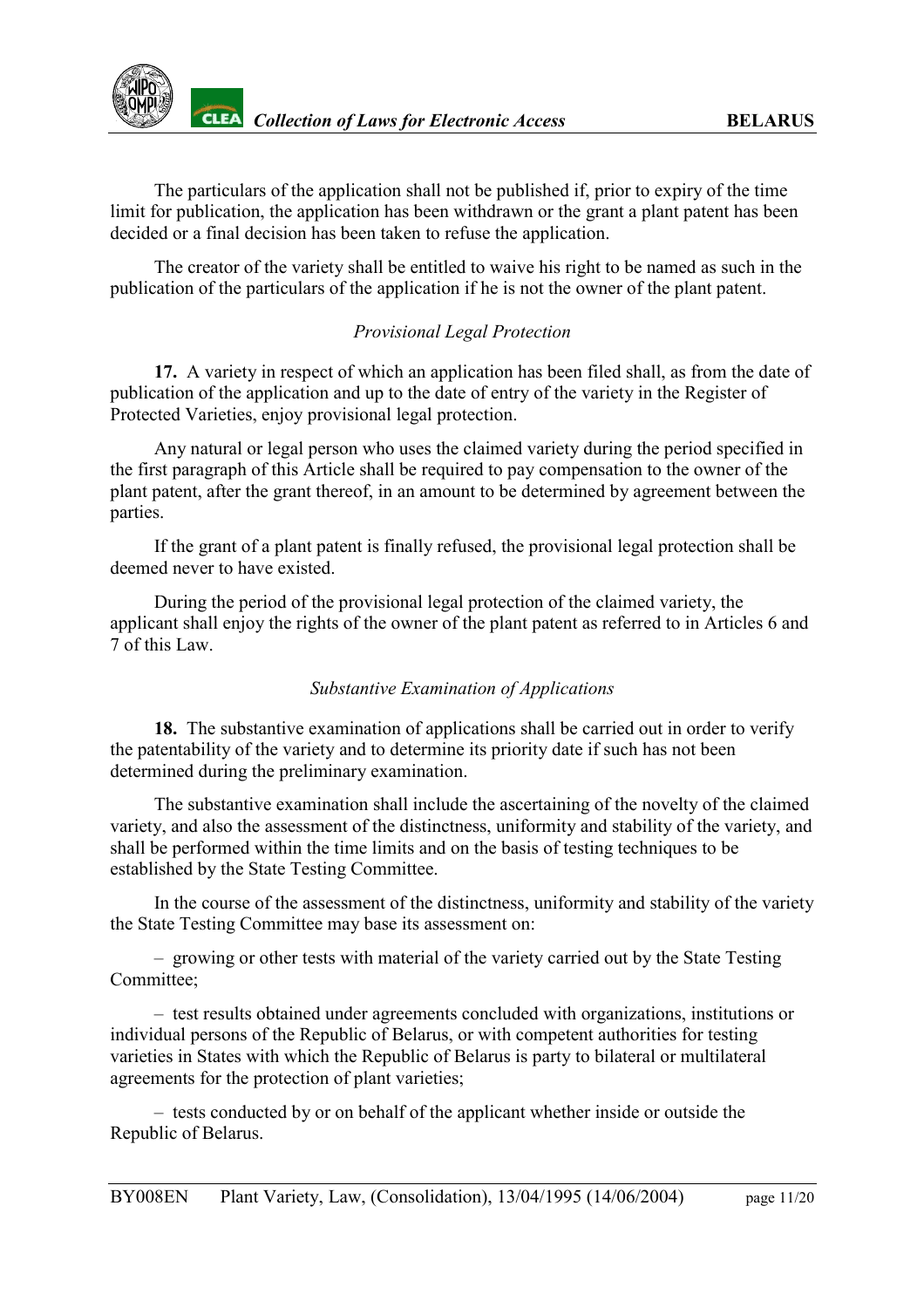The particulars of the application shall not be published if, prior to expiry of the time limit for publication, the application has been withdrawn or the grant a plant patent has been decided or a final decision has been taken to refuse the application.

The creator of the variety shall be entitled to waive his right to be named as such in the publication of the particulars of the application if he is not the owner of the plant patent.

*Provisional Legal Protection*

**17.** A variety in respect of which an application has been filed shall, as from the date of publication of the application and up to the date of entry of the variety in the Register of Protected Varieties, enjoy provisional legal protection.

Any natural or legal person who uses the claimed variety during the period specified in the first paragraph of this Article shall be required to pay compensation to the owner of the plant patent, after the grant thereof, in an amount to be determined by agreement between the parties.

If the grant of a plant patent is finally refused, the provisional legal protection shall be deemed never to have existed.

During the period of the provisional legal protection of the claimed variety, the applicant shall enjoy the rights of the owner of the plant patent as referred to in Articles 6 and 7 of this Law.

*Substantive Examination of Applications*

**18.** The substantive examination of applications shall be carried out in order to verify the patentability of the variety and to determine its priority date if such has not been determined during the preliminary examination.

The substantive examination shall include the ascertaining of the novelty of the claimed variety, and also the assessment of the distinctness, uniformity and stability of the variety, and shall be performed within the time limits and on the basis of testing techniques to be established by the State Testing Committee.

In the course of the assessment of the distinctness, uniformity and stability of the variety the State Testing Committee may base its assessment on:

– growing or other tests with material of the variety carried out by the State Testing Committee;

– test results obtained under agreements concluded with organizations, institutions or individual persons of the Republic of Belarus, or with competent authorities for testing varieties in States with which the Republic of Belarus is party to bilateral or multilateral agreements for the protection of plant varieties;

– tests conducted by or on behalf of the applicant whether inside or outside the Republic of Belarus.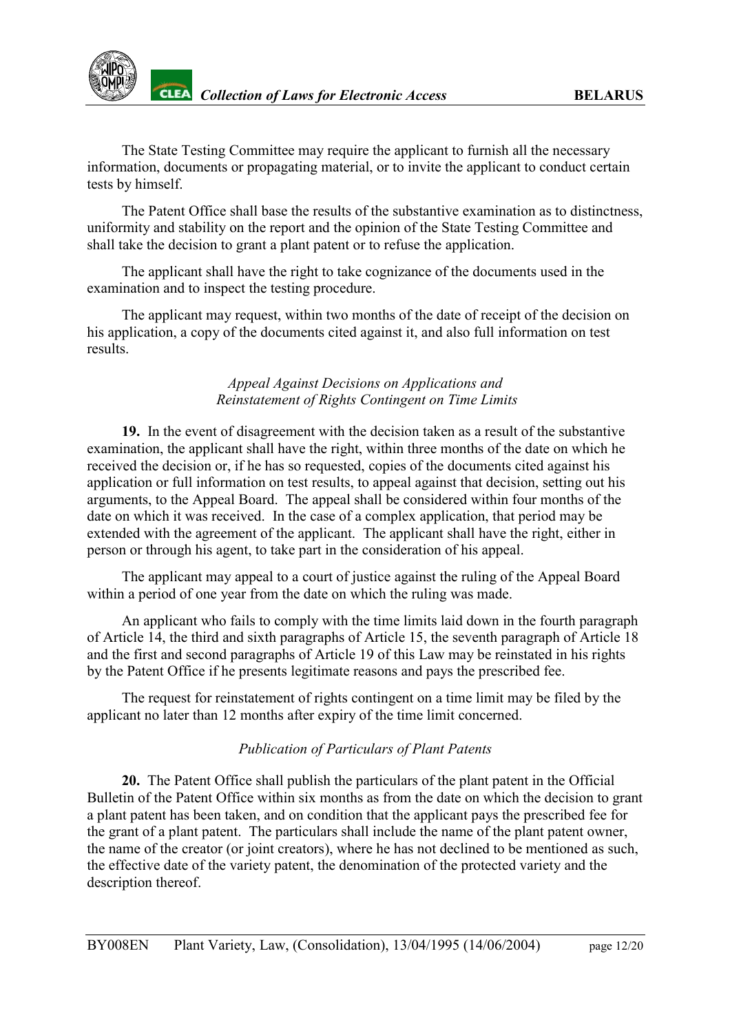The State Testing Committee may require the applicant to furnish all the necessary information, documents or propagating material, or to invite the applicant to conduct certain tests by himself.

The Patent Office shall base the results of the substantive examination as to distinctness, uniformity and stability on the report and the opinion of the State Testing Committee and shall take the decision to grant a plant patent or to refuse the application.

The applicant shall have the right to take cognizance of the documents used in the examination and to inspect the testing procedure.

The applicant may request, within two months of the date of receipt of the decision on his application, a copy of the documents cited against it, and also full information on test results.

*Appeal Against Decisions on Applications and Reinstatement of Rights Contingent on Time Limits*

**19.** In the event of disagreement with the decision taken as a result of the substantive examination, the applicant shall have the right, within three months of the date on which he received the decision or, if he has so requested, copies of the documents cited against his application or full information on test results, to appeal against that decision, setting out his arguments, to the Appeal Board. The appeal shall be considered within four months of the date on which it was received. In the case of a complex application, that period may be extended with the agreement of the applicant. The applicant shall have the right, either in person or through his agent, to take part in the consideration of his appeal.

The applicant may appeal to a court of justice against the ruling of the Appeal Board within a period of one year from the date on which the ruling was made.

An applicant who fails to comply with the time limits laid down in the fourth paragraph of Article 14, the third and sixth paragraphs of Article 15, the seventh paragraph of Article 18 and the first and second paragraphs of Article 19 of this Law may be reinstated in his rights by the Patent Office if he presents legitimate reasons and pays the prescribed fee.

The request for reinstatement of rights contingent on a time limit may be filed by the applicant no later than 12 months after expiry of the time limit concerned.

*Publication of Particulars of Plant Patents*

**20.** The Patent Office shall publish the particulars of the plant patent in the Official Bulletin of the Patent Office within six months as from the date on which the decision to grant a plant patent has been taken, and on condition that the applicant pays the prescribed fee for the grant of a plant patent. The particulars shall include the name of the plant patent owner, the name of the creator (or joint creators), where he has not declined to be mentioned as such, the effective date of the variety patent, the denomination of the protected variety and the description thereof.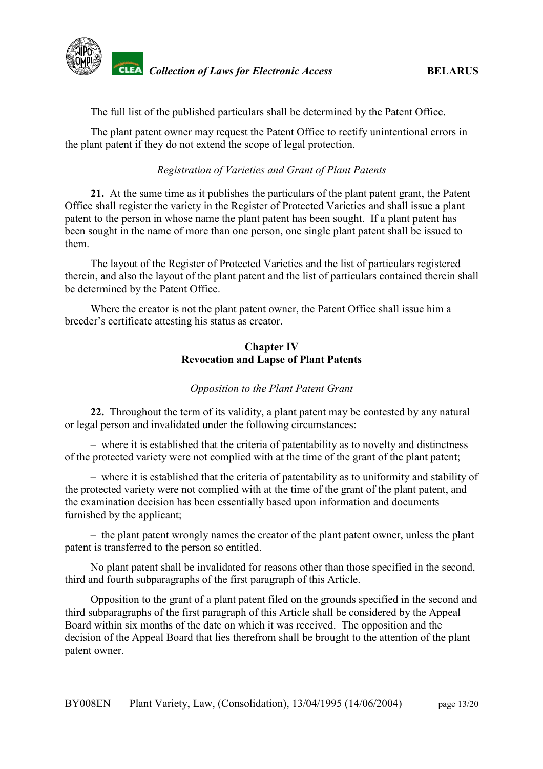The full list of the published particulars shall be determined by the Patent Office.

The plant patent owner may request the Patent Office to rectify unintentional errors in the plant patent if they do not extend the scope of legal protection.

*Registration of Varieties and Grant of Plant Patents*

**21.** At the same time as it publishes the particulars of the plant patent grant, the Patent Office shall register the variety in the Register of Protected Varieties and shall issue a plant patent to the person in whose name the plant patent has been sought. If a plant patent has been sought in the name of more than one person, one single plant patent shall be issued to them.

The layout of the Register of Protected Varieties and the list of particulars registered therein, and also the layout of the plant patent and the list of particulars contained therein shall be determined by the Patent Office.

Where the creator is not the plant patent owner, the Patent Office shall issue him a breeder's certificate attesting his status as creator.

## Chapter IV
## Revocation and Lapse of Plant Patents

*Opposition to the Plant Patent Grant*

**22.** Throughout the term of its validity, a plant patent may be contested by any natural or legal person and invalidated under the following circumstances:

– where it is established that the criteria of patentability as to novelty and distinctness of the protected variety were not complied with at the time of the grant of the plant patent;

– where it is established that the criteria of patentability as to uniformity and stability of the protected variety were not complied with at the time of the grant of the plant patent, and the examination decision has been essentially based upon information and documents furnished by the applicant;

– the plant patent wrongly names the creator of the plant patent owner, unless the plant patent is transferred to the person so entitled.

No plant patent shall be invalidated for reasons other than those specified in the second, third and fourth subparagraphs of the first paragraph of this Article.

Opposition to the grant of a plant patent filed on the grounds specified in the second and third subparagraphs of the first paragraph of this Article shall be considered by the Appeal Board within six months of the date on which it was received. The opposition and the decision of the Appeal Board that lies therefrom shall be brought to the attention of the plant patent owner.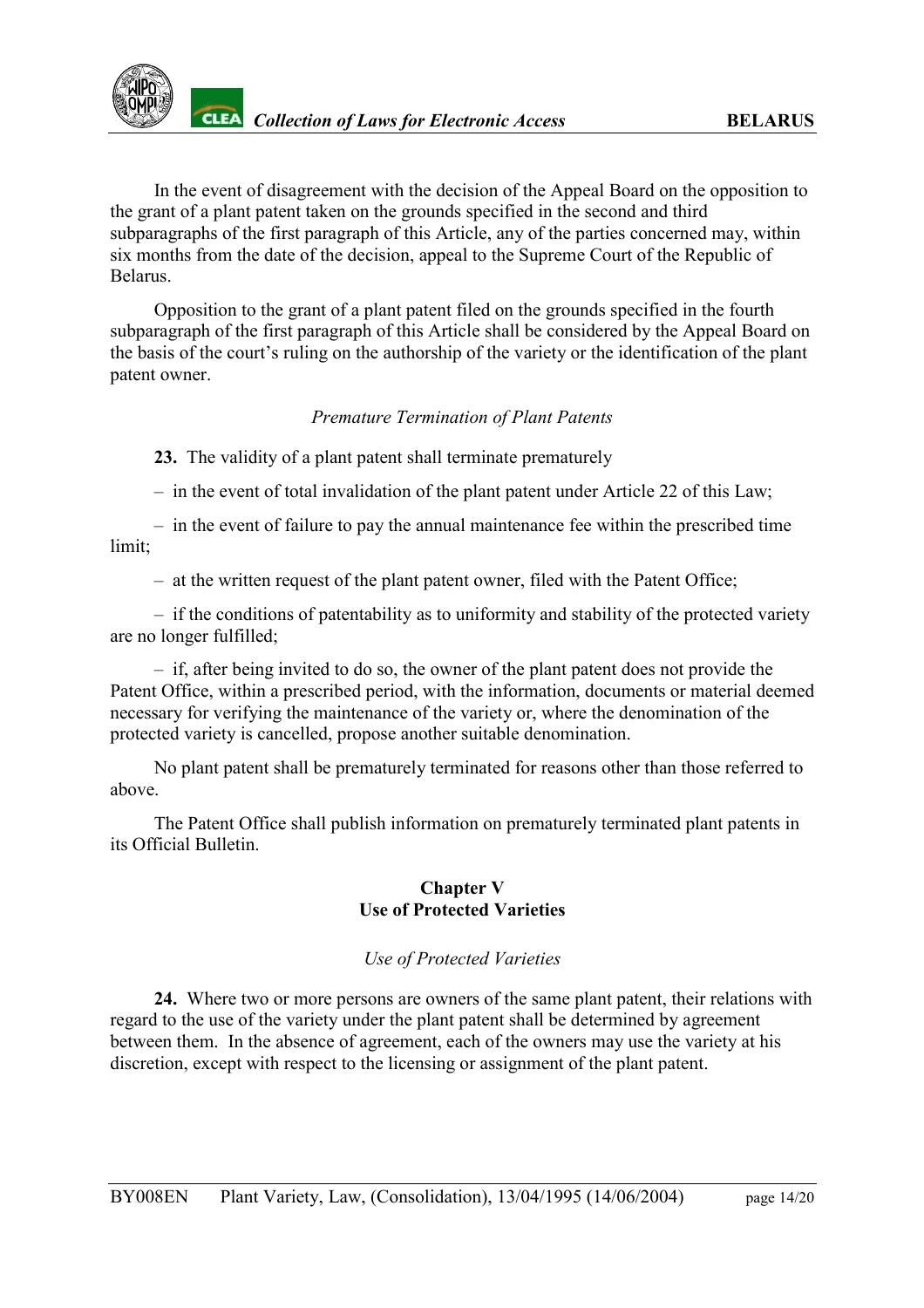In the event of disagreement with the decision of the Appeal Board on the opposition to the grant of a plant patent taken on the grounds specified in the second and third subparagraphs of the first paragraph of this Article, any of the parties concerned may, within six months from the date of the decision, appeal to the Supreme Court of the Republic of Belarus.

Opposition to the grant of a plant patent filed on the grounds specified in the fourth subparagraph of the first paragraph of this Article shall be considered by the Appeal Board on the basis of the court's ruling on the authorship of the variety or the identification of the plant patent owner.

*Premature Termination of Plant Patents*

**23.** The validity of a plant patent shall terminate prematurely

– in the event of total invalidation of the plant patent under Article 22 of this Law;

– in the event of failure to pay the annual maintenance fee within the prescribed time limit;

– at the written request of the plant patent owner, filed with the Patent Office;

– if the conditions of patentability as to uniformity and stability of the protected variety are no longer fulfilled;

– if, after being invited to do so, the owner of the plant patent does not provide the Patent Office, within a prescribed period, with the information, documents or material deemed necessary for verifying the maintenance of the variety or, where the denomination of the protected variety is cancelled, propose another suitable denomination.

No plant patent shall be prematurely terminated for reasons other than those referred to above.

The Patent Office shall publish information on prematurely terminated plant patents in its Official Bulletin.

## Chapter V
## Use of Protected Varieties

*Use of Protected Varieties*

**24.** Where two or more persons are owners of the same plant patent, their relations with regard to the use of the variety under the plant patent shall be determined by agreement between them. In the absence of agreement, each of the owners may use the variety at his discretion, except with respect to the licensing or assignment of the plant patent.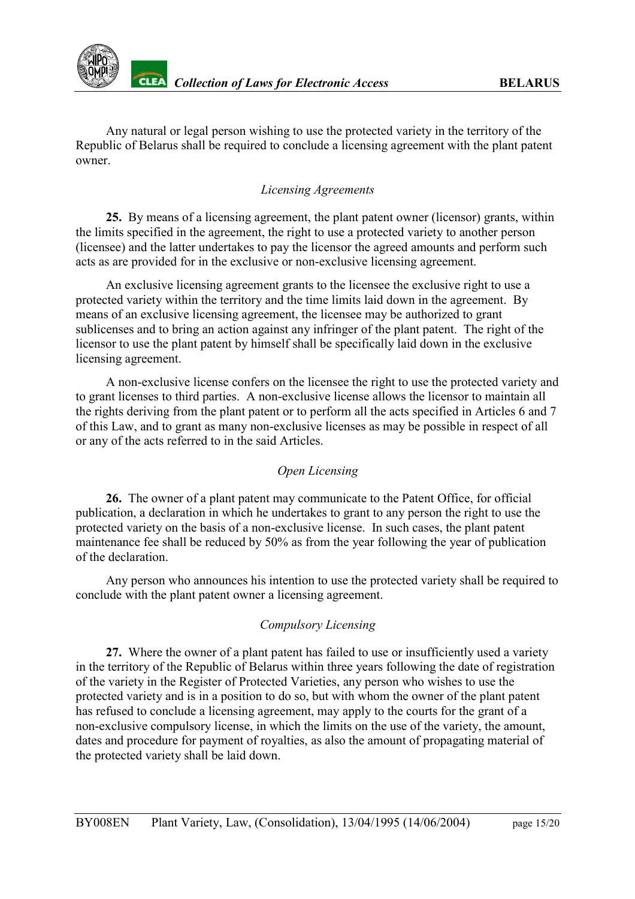Any natural or legal person wishing to use the protected variety in the territory of the Republic of Belarus shall be required to conclude a licensing agreement with the plant patent owner.

*Licensing Agreements*

**25.** By means of a licensing agreement, the plant patent owner (licensor) grants, within the limits specified in the agreement, the right to use a protected variety to another person (licensee) and the latter undertakes to pay the licensor the agreed amounts and perform such acts as are provided for in the exclusive or non-exclusive licensing agreement.

An exclusive licensing agreement grants to the licensee the exclusive right to use a protected variety within the territory and the time limits laid down in the agreement. By means of an exclusive licensing agreement, the licensee may be authorized to grant sublicenses and to bring an action against any infringer of the plant patent. The right of the licensor to use the plant patent by himself shall be specifically laid down in the exclusive licensing agreement.

A non-exclusive license confers on the licensee the right to use the protected variety and to grant licenses to third parties. A non-exclusive license allows the licensor to maintain all the rights deriving from the plant patent or to perform all the acts specified in Articles 6 and 7 of this Law, and to grant as many non-exclusive licenses as may be possible in respect of all or any of the acts referred to in the said Articles.

*Open Licensing*

**26.** The owner of a plant patent may communicate to the Patent Office, for official publication, a declaration in which he undertakes to grant to any person the right to use the protected variety on the basis of a non-exclusive license. In such cases, the plant patent maintenance fee shall be reduced by 50% as from the year following the year of publication of the declaration.

Any person who announces his intention to use the protected variety shall be required to conclude with the plant patent owner a licensing agreement.

*Compulsory Licensing*

**27.** Where the owner of a plant patent has failed to use or insufficiently used a variety in the territory of the Republic of Belarus within three years following the date of registration of the variety in the Register of Protected Varieties, any person who wishes to use the protected variety and is in a position to do so, but with whom the owner of the plant patent has refused to conclude a licensing agreement, may apply to the courts for the grant of a non-exclusive compulsory license, in which the limits on the use of the variety, the amount, dates and procedure for payment of royalties, as also the amount of propagating material of the protected variety shall be laid down.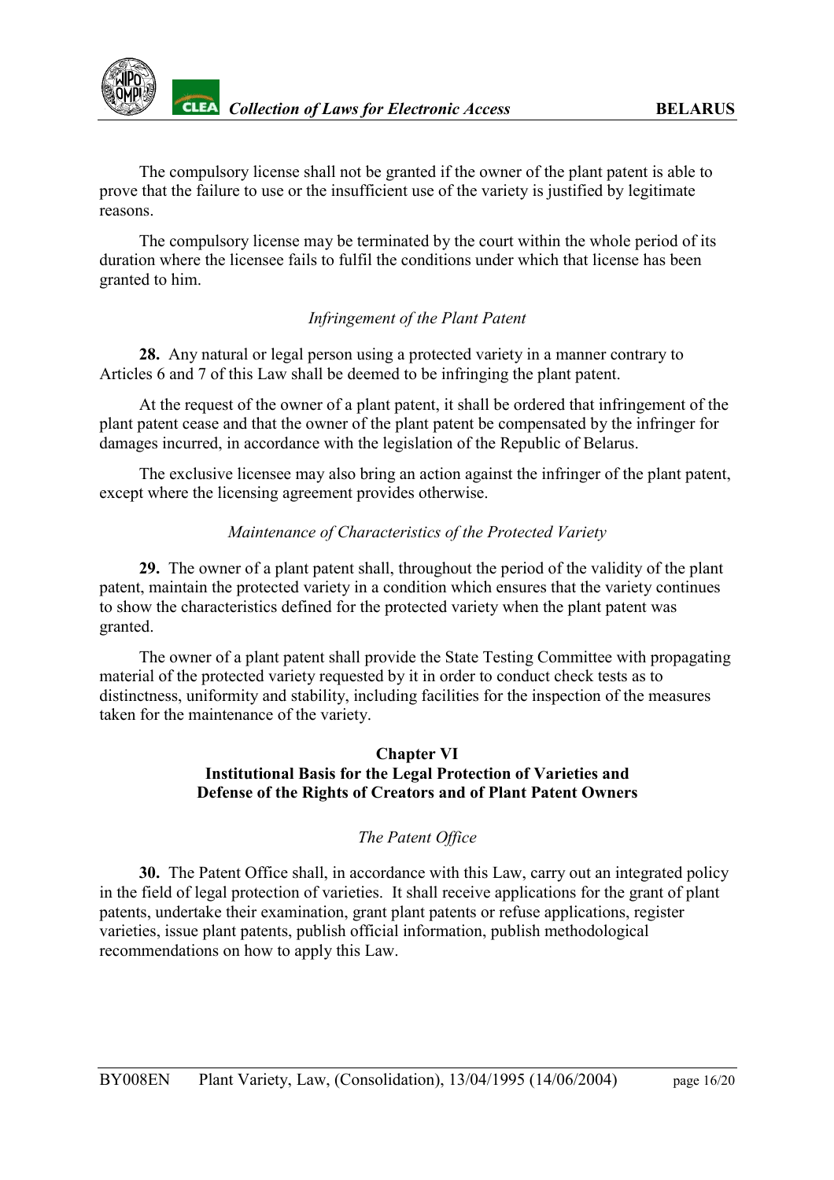The compulsory license shall not be granted if the owner of the plant patent is able to prove that the failure to use or the insufficient use of the variety is justified by legitimate reasons.

The compulsory license may be terminated by the court within the whole period of its duration where the licensee fails to fulfil the conditions under which that license has been granted to him.

*Infringement of the Plant Patent*

**28.** Any natural or legal person using a protected variety in a manner contrary to Articles 6 and 7 of this Law shall be deemed to be infringing the plant patent.

At the request of the owner of a plant patent, it shall be ordered that infringement of the plant patent cease and that the owner of the plant patent be compensated by the infringer for damages incurred, in accordance with the legislation of the Republic of Belarus.

The exclusive licensee may also bring an action against the infringer of the plant patent, except where the licensing agreement provides otherwise.

*Maintenance of Characteristics of the Protected Variety*

**29.** The owner of a plant patent shall, throughout the period of the validity of the plant patent, maintain the protected variety in a condition which ensures that the variety continues to show the characteristics defined for the protected variety when the plant patent was granted.

The owner of a plant patent shall provide the State Testing Committee with propagating material of the protected variety requested by it in order to conduct check tests as to distinctness, uniformity and stability, including facilities for the inspection of the measures taken for the maintenance of the variety.

## Chapter VI
## Institutional Basis for the Legal Protection of Varieties and Defense of the Rights of Creators and of Plant Patent Owners

*The Patent Office*

**30.** The Patent Office shall, in accordance with this Law, carry out an integrated policy in the field of legal protection of varieties. It shall receive applications for the grant of plant patents, undertake their examination, grant plant patents or refuse applications, register varieties, issue plant patents, publish official information, publish methodological recommendations on how to apply this Law.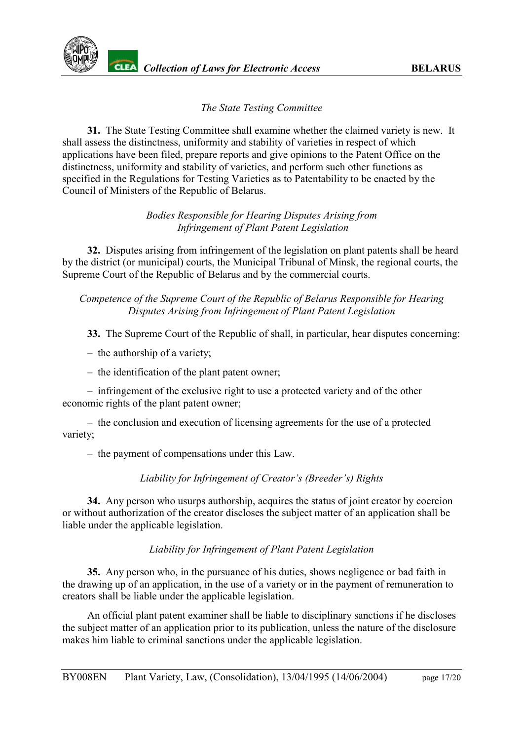*The State Testing Committee*

**31.** The State Testing Committee shall examine whether the claimed variety is new. It shall assess the distinctness, uniformity and stability of varieties in respect of which applications have been filed, prepare reports and give opinions to the Patent Office on the distinctness, uniformity and stability of varieties, and perform such other functions as specified in the Regulations for Testing Varieties as to Patentability to be enacted by the Council of Ministers of the Republic of Belarus.

*Bodies Responsible for Hearing Disputes Arising from Infringement of Plant Patent Legislation*

**32.** Disputes arising from infringement of the legislation on plant patents shall be heard by the district (or municipal) courts, the Municipal Tribunal of Minsk, the regional courts, the Supreme Court of the Republic of Belarus and by the commercial courts.

*Competence of the Supreme Court of the Republic of Belarus Responsible for Hearing Disputes Arising from Infringement of Plant Patent Legislation*

**33.** The Supreme Court of the Republic of shall, in particular, hear disputes concerning:

– the authorship of a variety;

– the identification of the plant patent owner;

– infringement of the exclusive right to use a protected variety and of the other economic rights of the plant patent owner;

– the conclusion and execution of licensing agreements for the use of a protected variety;

– the payment of compensations under this Law.

*Liability for Infringement of Creator's (Breeder's) Rights*

**34.** Any person who usurps authorship, acquires the status of joint creator by coercion or without authorization of the creator discloses the subject matter of an application shall be liable under the applicable legislation.

*Liability for Infringement of Plant Patent Legislation*

**35.** Any person who, in the pursuance of his duties, shows negligence or bad faith in the drawing up of an application, in the use of a variety or in the payment of remuneration to creators shall be liable under the applicable legislation.

An official plant patent examiner shall be liable to disciplinary sanctions if he discloses the subject matter of an application prior to its publication, unless the nature of the disclosure makes him liable to criminal sanctions under the applicable legislation.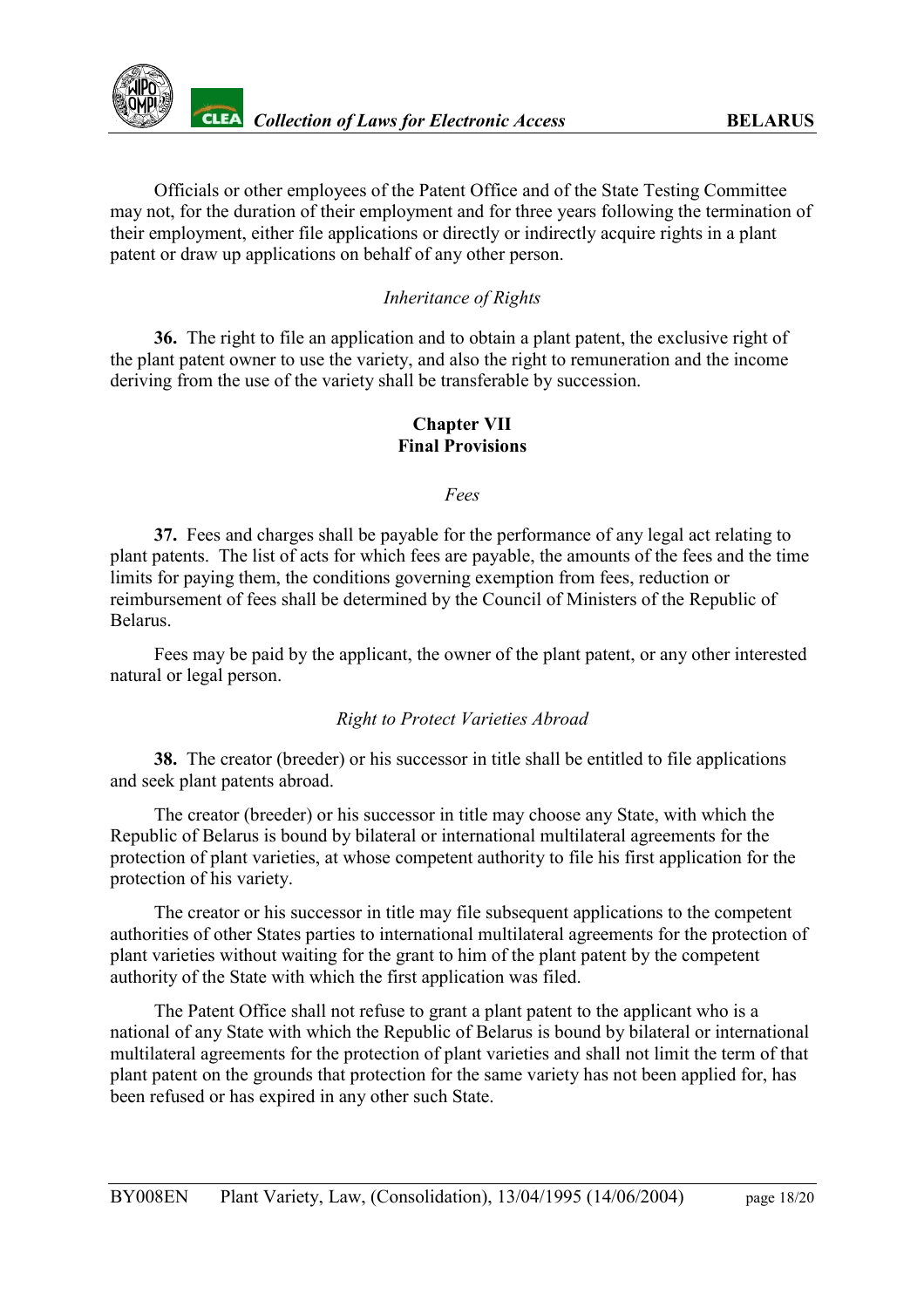Officials or other employees of the Patent Office and of the State Testing Committee may not, for the duration of their employment and for three years following the termination of their employment, either file applications or directly or indirectly acquire rights in a plant patent or draw up applications on behalf of any other person.

*Inheritance of Rights*

**36.** The right to file an application and to obtain a plant patent, the exclusive right of the plant patent owner to use the variety, and also the right to remuneration and the income deriving from the use of the variety shall be transferable by succession.

## Chapter VII
## Final Provisions

*Fees*

**37.** Fees and charges shall be payable for the performance of any legal act relating to plant patents. The list of acts for which fees are payable, the amounts of the fees and the time limits for paying them, the conditions governing exemption from fees, reduction or reimbursement of fees shall be determined by the Council of Ministers of the Republic of Belarus.

Fees may be paid by the applicant, the owner of the plant patent, or any other interested natural or legal person.

*Right to Protect Varieties Abroad*

**38.** The creator (breeder) or his successor in title shall be entitled to file applications and seek plant patents abroad.

The creator (breeder) or his successor in title may choose any State, with which the Republic of Belarus is bound by bilateral or international multilateral agreements for the protection of plant varieties, at whose competent authority to file his first application for the protection of his variety.

The creator or his successor in title may file subsequent applications to the competent authorities of other States parties to international multilateral agreements for the protection of plant varieties without waiting for the grant to him of the plant patent by the competent authority of the State with which the first application was filed.

The Patent Office shall not refuse to grant a plant patent to the applicant who is a national of any State with which the Republic of Belarus is bound by bilateral or international multilateral agreements for the protection of plant varieties and shall not limit the term of that plant patent on the grounds that protection for the same variety has not been applied for, has been refused or has expired in any other such State.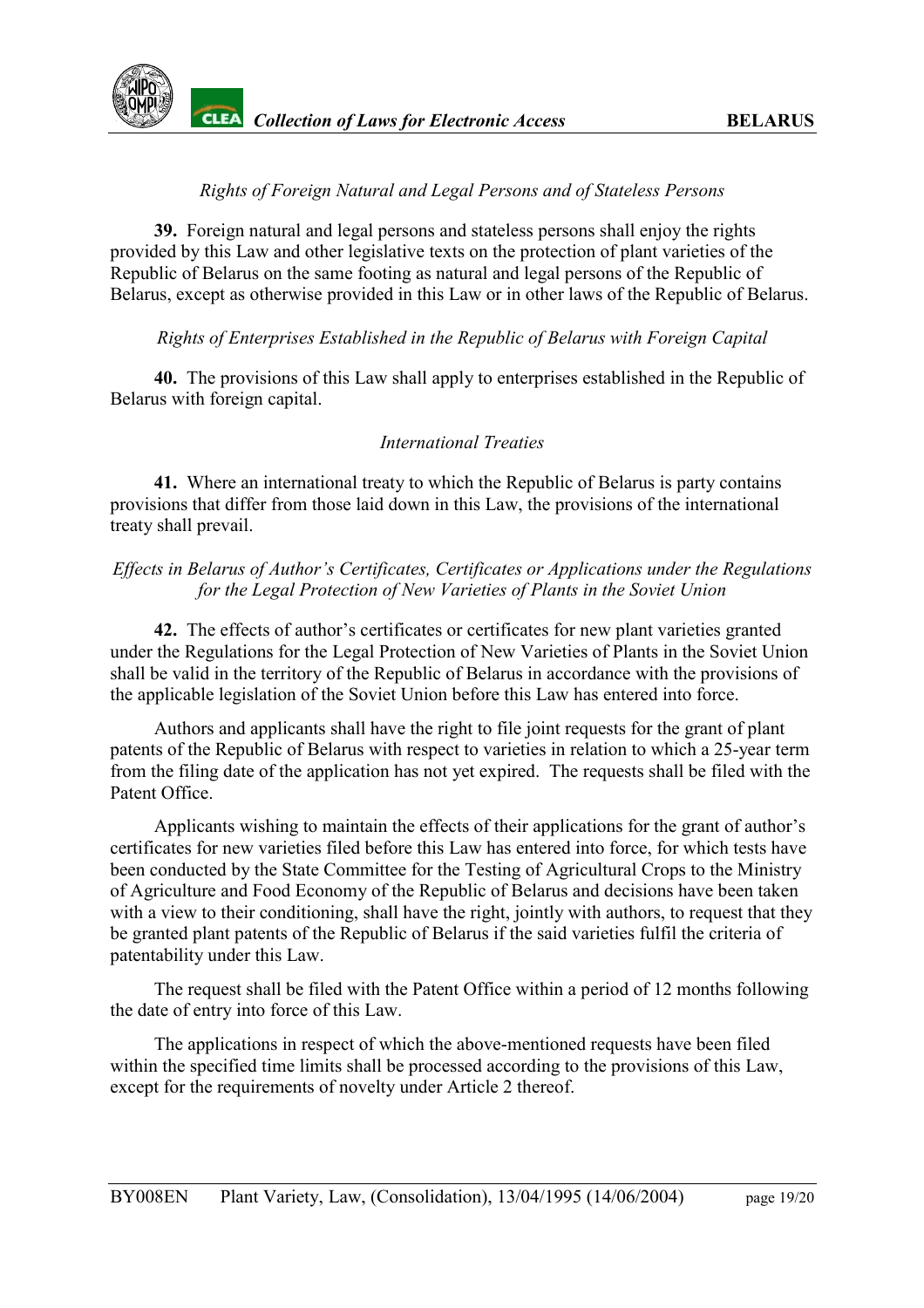*Rights of Foreign Natural and Legal Persons and of Stateless Persons*

**39.** Foreign natural and legal persons and stateless persons shall enjoy the rights provided by this Law and other legislative texts on the protection of plant varieties of the Republic of Belarus on the same footing as natural and legal persons of the Republic of Belarus, except as otherwise provided in this Law or in other laws of the Republic of Belarus.

*Rights of Enterprises Established in the Republic of Belarus with Foreign Capital*

**40.** The provisions of this Law shall apply to enterprises established in the Republic of Belarus with foreign capital.

*International Treaties*

**41.** Where an international treaty to which the Republic of Belarus is party contains provisions that differ from those laid down in this Law, the provisions of the international treaty shall prevail.

*Effects in Belarus of Author's Certificates, Certificates or Applications under the Regulations for the Legal Protection of New Varieties of Plants in the Soviet Union*

**42.** The effects of author's certificates or certificates for new plant varieties granted under the Regulations for the Legal Protection of New Varieties of Plants in the Soviet Union shall be valid in the territory of the Republic of Belarus in accordance with the provisions of the applicable legislation of the Soviet Union before this Law has entered into force.

Authors and applicants shall have the right to file joint requests for the grant of plant patents of the Republic of Belarus with respect to varieties in relation to which a 25-year term from the filing date of the application has not yet expired. The requests shall be filed with the Patent Office.

Applicants wishing to maintain the effects of their applications for the grant of author's certificates for new varieties filed before this Law has entered into force, for which tests have been conducted by the State Committee for the Testing of Agricultural Crops to the Ministry of Agriculture and Food Economy of the Republic of Belarus and decisions have been taken with a view to their conditioning, shall have the right, jointly with authors, to request that they be granted plant patents of the Republic of Belarus if the said varieties fulfil the criteria of patentability under this Law.

The request shall be filed with the Patent Office within a period of 12 months following the date of entry into force of this Law.

The applications in respect of which the above-mentioned requests have been filed within the specified time limits shall be processed according to the provisions of this Law, except for the requirements of novelty under Article 2 thereof.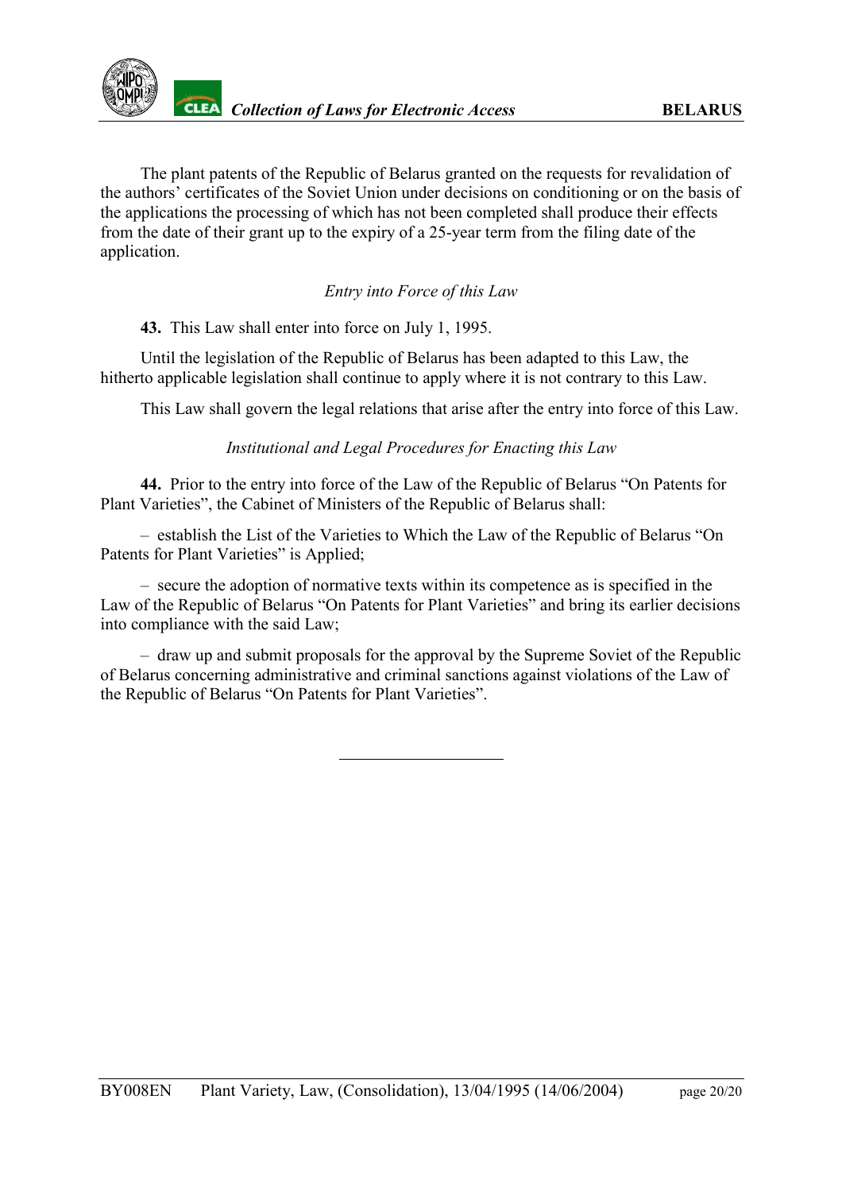The plant patents of the Republic of Belarus granted on the requests for revalidation of the authors' certificates of the Soviet Union under decisions on conditioning or on the basis of the applications the processing of which has not been completed shall produce their effects from the date of their grant up to the expiry of a 25-year term from the filing date of the application.

*Entry into Force of this Law*

**43.** This Law shall enter into force on July 1, 1995.

Until the legislation of the Republic of Belarus has been adapted to this Law, the hitherto applicable legislation shall continue to apply where it is not contrary to this Law.

This Law shall govern the legal relations that arise after the entry into force of this Law.

*Institutional and Legal Procedures for Enacting this Law*

**44.** Prior to the entry into force of the Law of the Republic of Belarus "On Patents for Plant Varieties", the Cabinet of Ministers of the Republic of Belarus shall:

– establish the List of the Varieties to Which the Law of the Republic of Belarus "On Patents for Plant Varieties" is Applied;

– secure the adoption of normative texts within its competence as is specified in the Law of the Republic of Belarus "On Patents for Plant Varieties" and bring its earlier decisions into compliance with the said Law;

– draw up and submit proposals for the approval by the Supreme Soviet of the Republic of Belarus concerning administrative and criminal sanctions against violations of the Law of the Republic of Belarus "On Patents for Plant Varieties".

---